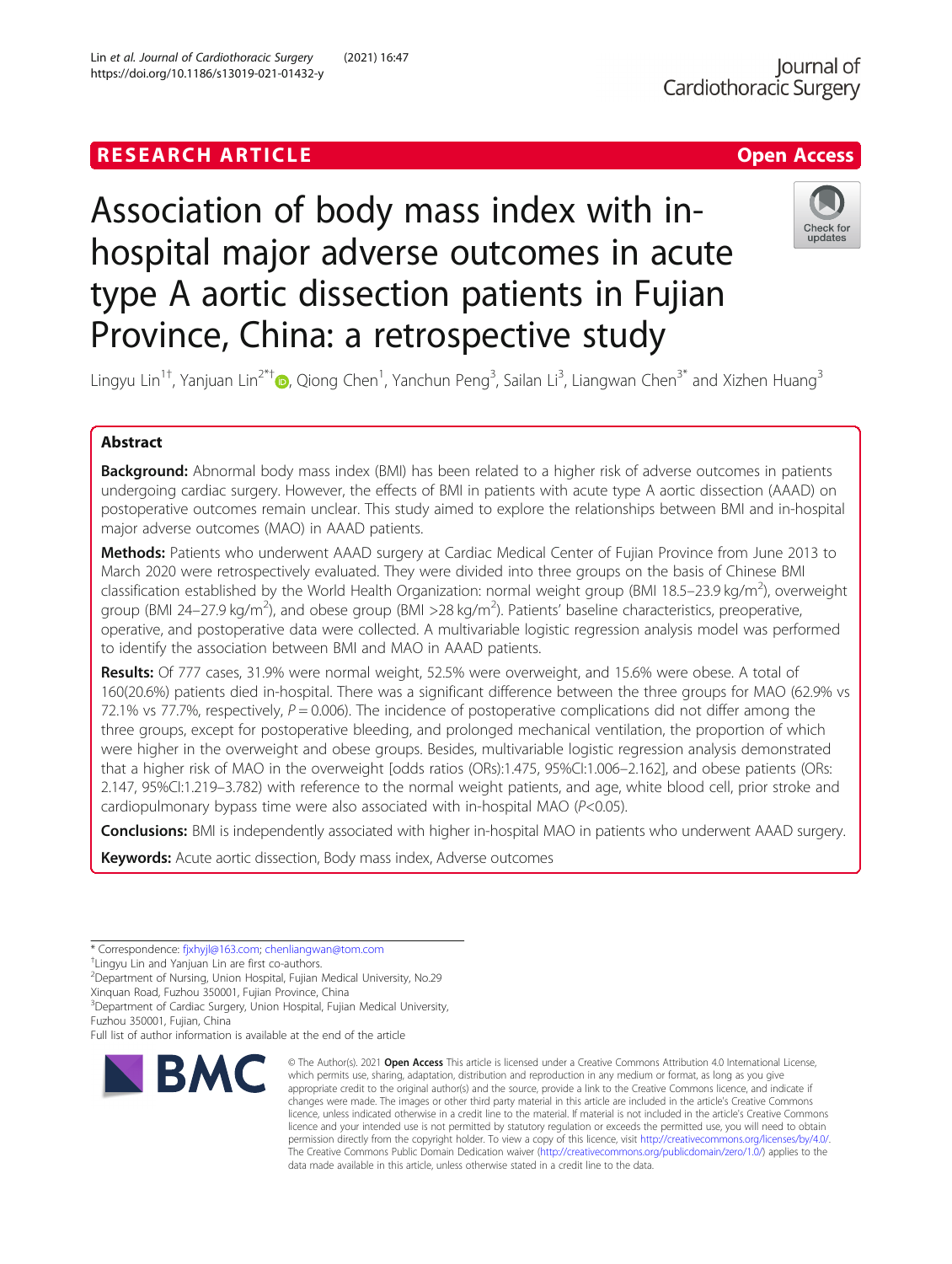# RESEARCH ARTICLE

# Association of body mass index with in-hospital major adverse outcomes in acute type A aortic dissection patients in Fujian Province, China: a retrospective study

Lingyu Lin[1†], Yanjuan Lin[2*†], Qiong Chen[1], Yanchun Peng[3], Sailan Li[3], Liangwan Chen[3*] and Xizhen Huang[3]

## Abstract

**Background:** Abnormal body mass index (BMI) has been related to a higher risk of adverse outcomes in patients undergoing cardiac surgery. However, the effects of BMI in patients with acute type A aortic dissection (AAAD) on postoperative outcomes remain unclear. This study aimed to explore the relationships between BMI and in-hospital major adverse outcomes (MAO) in AAAD patients.

**Methods:** Patients who underwent AAAD surgery at Cardiac Medical Center of Fujian Province from June 2013 to March 2020 were retrospectively evaluated. They were divided into three groups on the basis of Chinese BMI classification established by the World Health Organization: normal weight group (BMI 18.5–23.9 kg/m$^2$), overweight group (BMI 24–27.9 kg/m$^2$), and obese group (BMI >28 kg/m$^2$). Patients' baseline characteristics, preoperative, operative, and postoperative data were collected. A multivariable logistic regression analysis model was performed to identify the association between BMI and MAO in AAAD patients.

**Results:** Of 777 cases, 31.9% were normal weight, 52.5% were overweight, and 15.6% were obese. A total of 160(20.6%) patients died in-hospital. There was a significant difference between the three groups for MAO (62.9% vs 72.1% vs 77.7%, respectively, $P = 0.006$). The incidence of postoperative complications did not differ among the three groups, except for postoperative bleeding, and prolonged mechanical ventilation, the proportion of which were higher in the overweight and obese groups. Besides, multivariable logistic regression analysis demonstrated that a higher risk of MAO in the overweight [odds ratios (ORs):1.475, 95%CI:1.006–2.162], and obese patients (ORs: 2.147, 95%CI:1.219–3.782) with reference to the normal weight patients, and age, white blood cell, prior stroke and cardiopulmonary bypass time were also associated with in-hospital MAO ($P<0.05$).

**Conclusions:** BMI is independently associated with higher in-hospital MAO in patients who underwent AAAD surgery.

**Keywords:** Acute aortic dissection, Body mass index, Adverse outcomes

---

* Correspondence: fjxhyjl@163.com; chenliangwan@tom.com

†Lingyu Lin and Yanjuan Lin are first co-authors.

[2]Department of Nursing, Union Hospital, Fujian Medical University, No.29 Xinquan Road, Fuzhou 350001, Fujian Province, China

[3]Department of Cardiac Surgery, Union Hospital, Fujian Medical University, Fuzhou 350001, Fujian, China

Full list of author information is available at the end of the article

© The Author(s). 2021 **Open Access** This article is licensed under a Creative Commons Attribution 4.0 International License, which permits use, sharing, adaptation, distribution and reproduction in any medium or format, as long as you give appropriate credit to the original author(s) and the source, provide a link to the Creative Commons licence, and indicate if changes were made. The images or other third party material in this article are included in the article's Creative Commons licence, unless indicated otherwise in a credit line to the material. If material is not included in the article's Creative Commons licence and your intended use is not permitted by statutory regulation or exceeds the permitted use, you will need to obtain permission directly from the copyright holder. To view a copy of this licence, visit http://creativecommons.org/licenses/by/4.0/. The Creative Commons Public Domain Dedication waiver (http://creativecommons.org/publicdomain/zero/1.0/) applies to the data made available in this article, unless otherwise stated in a credit line to the data.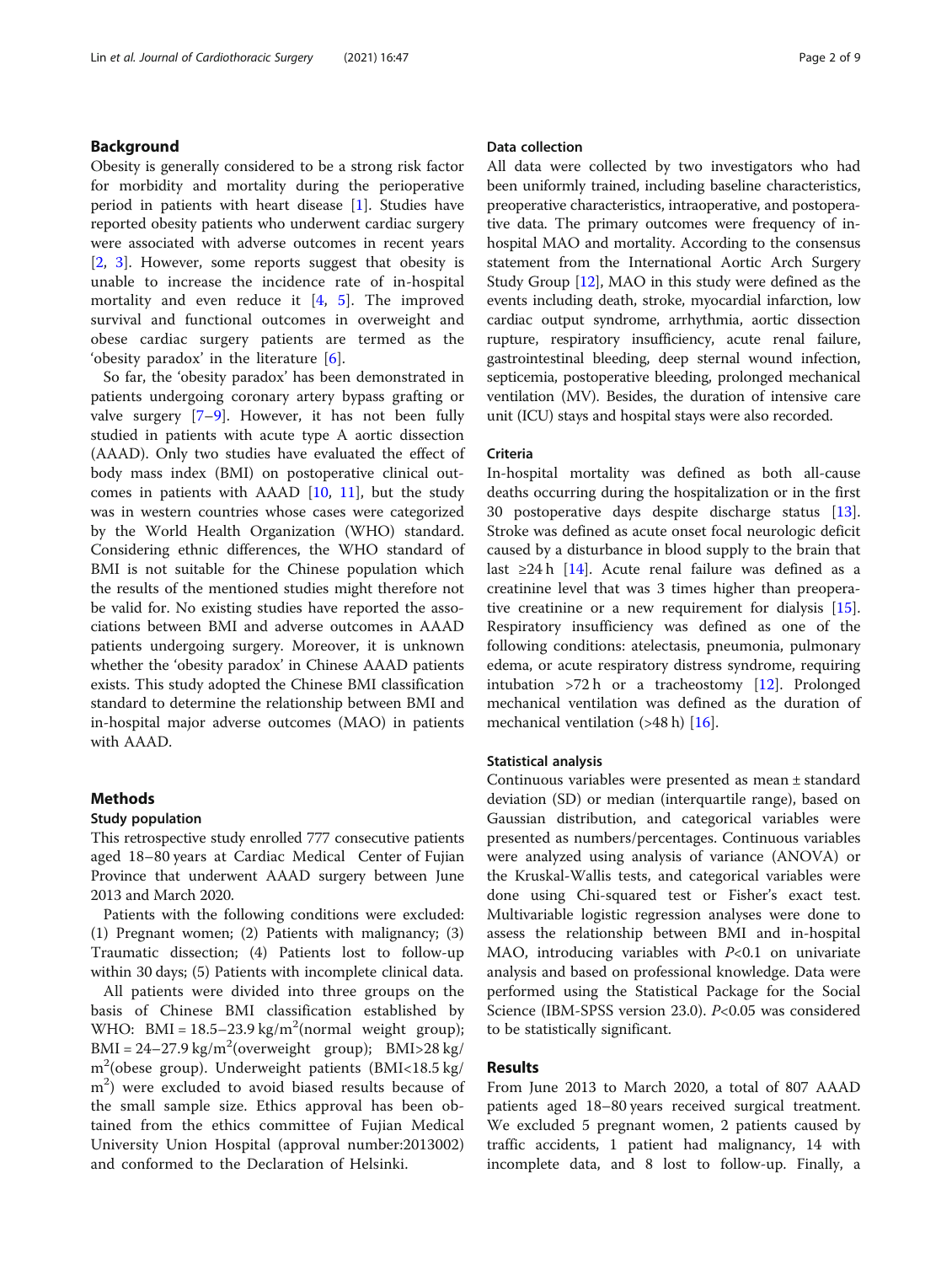## Background

Obesity is generally considered to be a strong risk factor for morbidity and mortality during the perioperative period in patients with heart disease [1]. Studies have reported obesity patients who underwent cardiac surgery were associated with adverse outcomes in recent years [2, 3]. However, some reports suggest that obesity is unable to increase the incidence rate of in-hospital mortality and even reduce it [4, 5]. The improved survival and functional outcomes in overweight and obese cardiac surgery patients are termed as the 'obesity paradox' in the literature [6].

So far, the 'obesity paradox' has been demonstrated in patients undergoing coronary artery bypass grafting or valve surgery [7–9]. However, it has not been fully studied in patients with acute type A aortic dissection (AAAD). Only two studies have evaluated the effect of body mass index (BMI) on postoperative clinical outcomes in patients with AAAD [10, 11], but the study was in western countries whose cases were categorized by the World Health Organization (WHO) standard. Considering ethnic differences, the WHO standard of BMI is not suitable for the Chinese population which the results of the mentioned studies might therefore not be valid for. No existing studies have reported the associations between BMI and adverse outcomes in AAAD patients undergoing surgery. Moreover, it is unknown whether the 'obesity paradox' in Chinese AAAD patients exists. This study adopted the Chinese BMI classification standard to determine the relationship between BMI and in-hospital major adverse outcomes (MAO) in patients with AAAD.

## Methods

### Study population

This retrospective study enrolled 777 consecutive patients aged 18–80 years at Cardiac Medical Center of Fujian Province that underwent AAAD surgery between June 2013 and March 2020.

Patients with the following conditions were excluded: (1) Pregnant women; (2) Patients with malignancy; (3) Traumatic dissection; (4) Patients lost to follow-up within 30 days; (5) Patients with incomplete clinical data.

All patients were divided into three groups on the basis of Chinese BMI classification established by WHO: BMI = 18.5–23.9 kg/m$^2$(normal weight group); BMI = 24–27.9 kg/m$^2$(overweight group); BMI>28 kg/m$^2$(obese group). Underweight patients (BMI<18.5 kg/m$^2$) were excluded to avoid biased results because of the small sample size. Ethics approval has been obtained from the ethics committee of Fujian Medical University Union Hospital (approval number:2013002) and conformed to the Declaration of Helsinki.

### Data collection

All data were collected by two investigators who had been uniformly trained, including baseline characteristics, preoperative characteristics, intraoperative, and postoperative data. The primary outcomes were frequency of in-hospital MAO and mortality. According to the consensus statement from the International Aortic Arch Surgery Study Group [12], MAO in this study were defined as the events including death, stroke, myocardial infarction, low cardiac output syndrome, arrhythmia, aortic dissection rupture, respiratory insufficiency, acute renal failure, gastrointestinal bleeding, deep sternal wound infection, septicemia, postoperative bleeding, prolonged mechanical ventilation (MV). Besides, the duration of intensive care unit (ICU) stays and hospital stays were also recorded.

### Criteria

In-hospital mortality was defined as both all-cause deaths occurring during the hospitalization or in the first 30 postoperative days despite discharge status [13]. Stroke was defined as acute onset focal neurologic deficit caused by a disturbance in blood supply to the brain that last ≥24 h [14]. Acute renal failure was defined as a creatinine level that was 3 times higher than preoperative creatinine or a new requirement for dialysis [15]. Respiratory insufficiency was defined as one of the following conditions: atelectasis, pneumonia, pulmonary edema, or acute respiratory distress syndrome, requiring intubation >72 h or a tracheostomy [12]. Prolonged mechanical ventilation was defined as the duration of mechanical ventilation (>48 h) [16].

### Statistical analysis

Continuous variables were presented as mean ± standard deviation (SD) or median (interquartile range), based on Gaussian distribution, and categorical variables were presented as numbers/percentages. Continuous variables were analyzed using analysis of variance (ANOVA) or the Kruskal-Wallis tests, and categorical variables were done using Chi-squared test or Fisher's exact test. Multivariable logistic regression analyses were done to assess the relationship between BMI and in-hospital MAO, introducing variables with $P<0.1$ on univariate analysis and based on professional knowledge. Data were performed using the Statistical Package for the Social Science (IBM-SPSS version 23.0). $P<0.05$ was considered to be statistically significant.

## Results

From June 2013 to March 2020, a total of 807 AAAD patients aged 18–80 years received surgical treatment. We excluded 5 pregnant women, 2 patients caused by traffic accidents, 1 patient had malignancy, 14 with incomplete data, and 8 lost to follow-up. Finally, a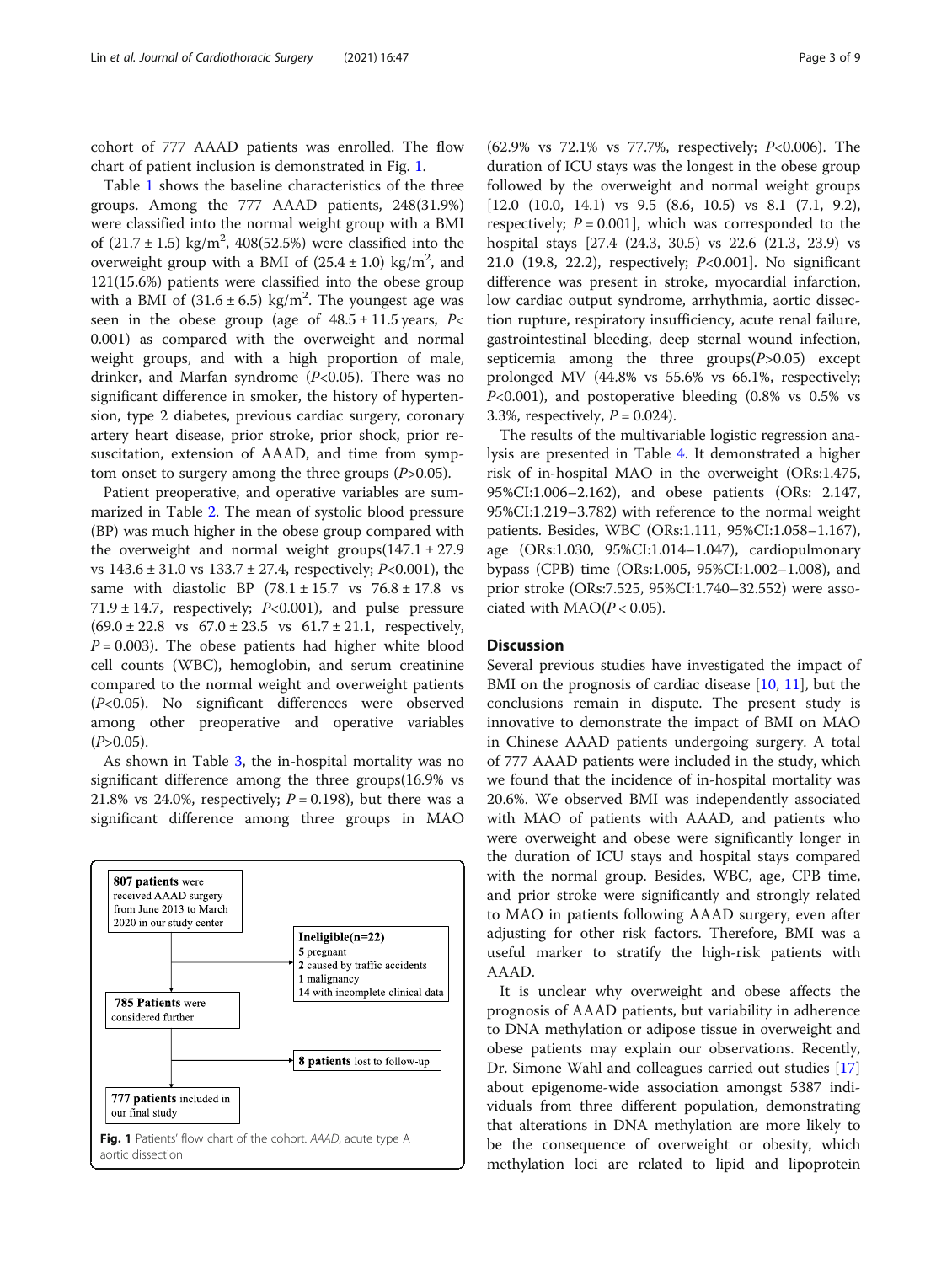cohort of 777 AAAD patients was enrolled. The flow chart of patient inclusion is demonstrated in Fig. 1.

Table 1 shows the baseline characteristics of the three groups. Among the 777 AAAD patients, 248(31.9%) were classified into the normal weight group with a BMI of $(21.7 \pm 1.5)$ kg/m$^2$, 408(52.5%) were classified into the overweight group with a BMI of $(25.4 \pm 1.0)$ kg/m$^2$, and 121(15.6%) patients were classified into the obese group with a BMI of $(31.6 \pm 6.5)$ kg/m$^2$. The youngest age was seen in the obese group (age of $48.5 \pm 11.5$ years, $P<$ 0.001) as compared with the overweight and normal weight groups, and with a high proportion of male, drinker, and Marfan syndrome ($P<0.05$). There was no significant difference in smoker, the history of hypertension, type 2 diabetes, previous cardiac surgery, coronary artery heart disease, prior stroke, prior shock, prior resuscitation, extension of AAAD, and time from symptom onset to surgery among the three groups ($P>0.05$).

Patient preoperative, and operative variables are summarized in Table 2. The mean of systolic blood pressure (BP) was much higher in the obese group compared with the overweight and normal weight groups($147.1 \pm 27.9$ vs $143.6 \pm 31.0$ vs $133.7 \pm 27.4$, respectively; $P<0.001$), the same with diastolic BP ($78.1 \pm 15.7$ vs $76.8 \pm 17.8$ vs $71.9 \pm 14.7$, respectively; $P<0.001$), and pulse pressure ($69.0 \pm 22.8$ vs $67.0 \pm 23.5$ vs $61.7 \pm 21.1$, respectively, $P = 0.003$). The obese patients had higher white blood cell counts (WBC), hemoglobin, and serum creatinine compared to the normal weight and overweight patients ($P<0.05$). No significant differences were observed among other preoperative and operative variables ($P>0.05$).

As shown in Table 3, the in-hospital mortality was no significant difference among the three groups(16.9% vs 21.8% vs 24.0%, respectively; $P = 0.198$), but there was a significant difference among three groups in MAO (62.9% vs 72.1% vs 77.7%, respectively; $P<0.006$). The duration of ICU stays was the longest in the obese group followed by the overweight and normal weight groups [12.0 (10.0, 14.1) vs 9.5 (8.6, 10.5) vs 8.1 (7.1, 9.2), respectively; $P = 0.001$], which was corresponded to the hospital stays [27.4 (24.3, 30.5) vs 22.6 (21.3, 23.9) vs 21.0 (19.8, 22.2), respectively; $P<0.001$]. No significant difference was present in stroke, myocardial infarction, low cardiac output syndrome, arrhythmia, aortic dissection rupture, respiratory insufficiency, acute renal failure, gastrointestinal bleeding, deep sternal wound infection, septicemia among the three groups($P>0.05$) except prolonged MV (44.8% vs 55.6% vs 66.1%, respectively; $P<0.001$), and postoperative bleeding (0.8% vs 0.5% vs 3.3%, respectively, $P = 0.024$).

**807 patients** were received AAAD surgery from June 2013 to March 2020 in our study center

**Ineligible(n=22)**
5 pregnant
2 caused by traffic accidents
1 malignancy
14 with incomplete clinical data

**785 Patients** were considered further

**8 patients** lost to follow-up

**777 patients** included in our final study

**Fig. 1** Patients' flow chart of the cohort. *AAAD*, acute type A aortic dissection

The results of the multivariable logistic regression analysis are presented in Table 4. It demonstrated a higher risk of in-hospital MAO in the overweight (ORs:1.475, 95%CI:1.006–2.162), and obese patients (ORs: 2.147, 95%CI:1.219–3.782) with reference to the normal weight patients. Besides, WBC (ORs:1.111, 95%CI:1.058–1.167), age (ORs:1.030, 95%CI:1.014–1.047), cardiopulmonary bypass (CPB) time (ORs:1.005, 95%CI:1.002–1.008), and prior stroke (ORs:7.525, 95%CI:1.740–32.552) were associated with MAO($P < 0.05$).

## Discussion

Several previous studies have investigated the impact of BMI on the prognosis of cardiac disease [10, 11], but the conclusions remain in dispute. The present study is innovative to demonstrate the impact of BMI on MAO in Chinese AAAD patients undergoing surgery. A total of 777 AAAD patients were included in the study, which we found that the incidence of in-hospital mortality was 20.6%. We observed BMI was independently associated with MAO of patients with AAAD, and patients who were overweight and obese were significantly longer in the duration of ICU stays and hospital stays compared with the normal group. Besides, WBC, age, CPB time, and prior stroke were significantly and strongly related to MAO in patients following AAAD surgery, even after adjusting for other risk factors. Therefore, BMI was a useful marker to stratify the high-risk patients with AAAD.

It is unclear why overweight and obese affects the prognosis of AAAD patients, but variability in adherence to DNA methylation or adipose tissue in overweight and obese patients may explain our observations. Recently, Dr. Simone Wahl and colleagues carried out studies [17] about epigenome-wide association amongst 5387 individuals from three different population, demonstrating that alterations in DNA methylation are more likely to be the consequence of overweight or obesity, which methylation loci are related to lipid and lipoprotein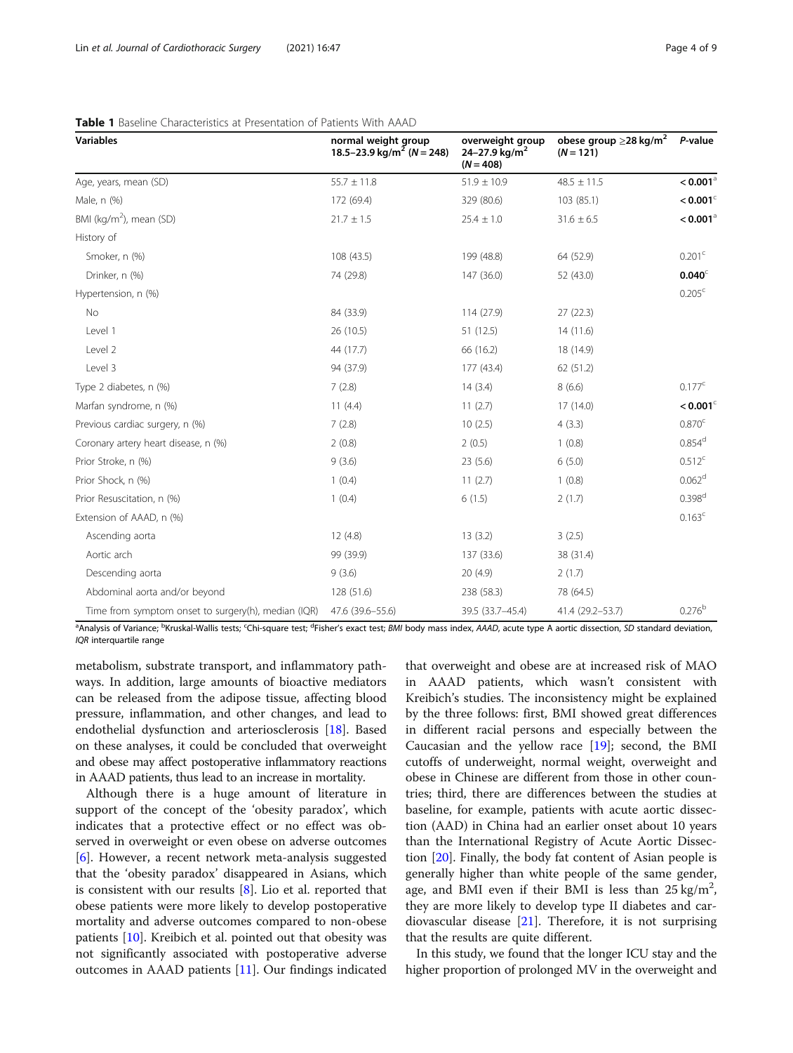**Table 1** Baseline Characteristics at Presentation of Patients With AAAD

| Variables | normal weight group 18.5–23.9 kg/m$^2$ ($N = 248$) | overweight group 24–27.9 kg/m$^2$ ($N = 408$) | obese group ≥28 kg/m$^2$ ($N = 121$) | P-value |
|---|---|---|---|---|
| Age, years, mean (SD) | 55.7 ± 11.8 | 51.9 ± 10.9 | 48.5 ± 11.5 | **< 0.001**[a] |
| Male, n (%) | 172 (69.4) | 329 (80.6) | 103 (85.1) | **< 0.001**[c] |
| BMI (kg/m$^2$), mean (SD) | 21.7 ± 1.5 | 25.4 ± 1.0 | 31.6 ± 6.5 | **< 0.001**[a] |
| History of | | | | |
| Smoker, n (%) | 108 (43.5) | 199 (48.8) | 64 (52.9) | 0.201[c] |
| Drinker, n (%) | 74 (29.8) | 147 (36.0) | 52 (43.0) | **0.040**[c] |
| Hypertension, n (%) | | | | 0.205[c] |
| No | 84 (33.9) | 114 (27.9) | 27 (22.3) | |
| Level 1 | 26 (10.5) | 51 (12.5) | 14 (11.6) | |
| Level 2 | 44 (17.7) | 66 (16.2) | 18 (14.9) | |
| Level 3 | 94 (37.9) | 177 (43.4) | 62 (51.2) | |
| Type 2 diabetes, n (%) | 7 (2.8) | 14 (3.4) | 8 (6.6) | 0.177[c] |
| Marfan syndrome, n (%) | 11 (4.4) | 11 (2.7) | 17 (14.0) | **< 0.001**[c] |
| Previous cardiac surgery, n (%) | 7 (2.8) | 10 (2.5) | 4 (3.3) | 0.870[c] |
| Coronary artery heart disease, n (%) | 2 (0.8) | 2 (0.5) | 1 (0.8) | 0.854[d] |
| Prior Stroke, n (%) | 9 (3.6) | 23 (5.6) | 6 (5.0) | 0.512[c] |
| Prior Shock, n (%) | 1 (0.4) | 11 (2.7) | 1 (0.8) | 0.062[d] |
| Prior Resuscitation, n (%) | 1 (0.4) | 6 (1.5) | 2 (1.7) | 0.398[d] |
| Extension of AAAD, n (%) | | | | 0.163[c] |
| Ascending aorta | 12 (4.8) | 13 (3.2) | 3 (2.5) | |
| Aortic arch | 99 (39.9) | 137 (33.6) | 38 (31.4) | |
| Descending aorta | 9 (3.6) | 20 (4.9) | 2 (1.7) | |
| Abdominal aorta and/or beyond | 128 (51.6) | 238 (58.3) | 78 (64.5) | |
| Time from symptom onset to surgery(h), median (IQR) | 47.6 (39.6–55.6) | 39.5 (33.7–45.4) | 41.4 (29.2–53.7) | 0.276[b] |

[a]Analysis of Variance; [b]Kruskal-Wallis tests; [c]Chi-square test; [d]Fisher's exact test; *BMI* body mass index, *AAAD*, acute type A aortic dissection, *SD* standard deviation, *IQR* interquartile range

metabolism, substrate transport, and inflammatory pathways. In addition, large amounts of bioactive mediators can be released from the adipose tissue, affecting blood pressure, inflammation, and other changes, and lead to endothelial dysfunction and arteriosclerosis [18]. Based on these analyses, it could be concluded that overweight and obese may affect postoperative inflammatory reactions in AAAD patients, thus lead to an increase in mortality.

Although there is a huge amount of literature in support of the concept of the 'obesity paradox', which indicates that a protective effect or no effect was observed in overweight or even obese on adverse outcomes [6]. However, a recent network meta-analysis suggested that the 'obesity paradox' disappeared in Asians, which is consistent with our results [8]. Lio et al. reported that obese patients were more likely to develop postoperative mortality and adverse outcomes compared to non-obese patients [10]. Kreibich et al. pointed out that obesity was not significantly associated with postoperative adverse outcomes in AAAD patients [11]. Our findings indicated that overweight and obese are at increased risk of MAO in AAAD patients, which wasn't consistent with Kreibich's studies. The inconsistency might be explained by the three follows: first, BMI showed great differences in different racial persons and especially between the Caucasian and the yellow race [19]; second, the BMI cutoffs of underweight, normal weight, overweight and obese in Chinese are different from those in other countries; third, there are differences between the studies at baseline, for example, patients with acute aortic dissection (AAD) in China had an earlier onset about 10 years than the International Registry of Acute Aortic Dissection [20]. Finally, the body fat content of Asian people is generally higher than white people of the same gender, age, and BMI even if their BMI is less than 25 kg/m$^2$, they are more likely to develop type II diabetes and cardiovascular disease [21]. Therefore, it is not surprising that the results are quite different.

In this study, we found that the longer ICU stay and the higher proportion of prolonged MV in the overweight and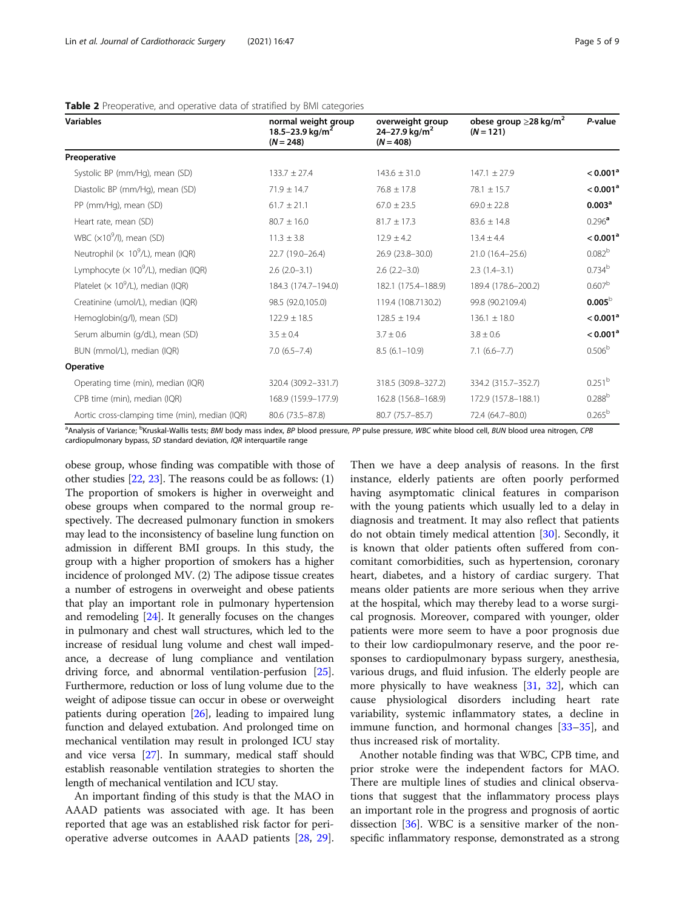**Table 2** Preoperative, and operative data of stratified by BMI categories

| Variables | normal weight group 18.5–23.9 kg/m$^2$ (N = 248) | overweight group 24–27.9 kg/m$^2$ (N = 408) | obese group ≥28 kg/m$^2$ (N = 121) | P-value |
|---|---|---|---|---|
| **Preoperative** | | | | |
| Systolic BP (mm/Hg), mean (SD) | 133.7 ± 27.4 | 143.6 ± 31.0 | 147.1 ± 27.9 | **< 0.001**[a] |
| Diastolic BP (mm/Hg), mean (SD) | 71.9 ± 14.7 | 76.8 ± 17.8 | 78.1 ± 15.7 | **< 0.001**[a] |
| PP (mm/Hg), mean (SD) | 61.7 ± 21.1 | 67.0 ± 23.5 | 69.0 ± 22.8 | **0.003**[a] |
| Heart rate, mean (SD) | 80.7 ± 16.0 | 81.7 ± 17.3 | 83.6 ± 14.8 | 0.296[a] |
| WBC ($\times 10^9$/l), mean (SD) | 11.3 ± 3.8 | 12.9 ± 4.2 | 13.4 ± 4.4 | **< 0.001**[a] |
| Neutrophil ($\times 10^9$/L), mean (IQR) | 22.7 (19.0–26.4) | 26.9 (23.8–30.0) | 21.0 (16.4–25.6) | 0.082[b] |
| Lymphocyte ($\times 10^9$/L), median (IQR) | 2.6 (2.0–3.1) | 2.6 (2.2–3.0) | 2.3 (1.4–3.1) | 0.734[b] |
| Platelet ($\times 10^9$/L), median (IQR) | 184.3 (174.7–194.0) | 182.1 (175.4–188.9) | 189.4 (178.6–200.2) | 0.607[b] |
| Creatinine (umol/L), median (IQR) | 98.5 (92.0,105.0) | 119.4 (108.7130.2) | 99.8 (90.2109.4) | **0.005**[b] |
| Hemoglobin(g/l), mean (SD) | 122.9 ± 18.5 | 128.5 ± 19.4 | 136.1 ± 18.0 | **< 0.001**[a] |
| Serum albumin (g/dL), mean (SD) | 3.5 ± 0.4 | 3.7 ± 0.6 | 3.8 ± 0.6 | **< 0.001**[a] |
| BUN (mmol/L), median (IQR) | 7.0 (6.5–7.4) | 8.5 (6.1–10.9) | 7.1 (6.6–7.7) | 0.506[b] |
| **Operative** | | | | |
| Operating time (min), median (IQR) | 320.4 (309.2–331.7) | 318.5 (309.8–327.2) | 334.2 (315.7–352.7) | 0.251[b] |
| CPB time (min), median (IQR) | 168.9 (159.9–177.9) | 162.8 (156.8–168.9) | 172.9 (157.8–188.1) | 0.288[b] |
| Aortic cross-clamping time (min), median (IQR) | 80.6 (73.5–87.8) | 80.7 (75.7–85.7) | 72.4 (64.7–80.0) | 0.265[b] |

[a]Analysis of Variance; [b]Kruskal-Wallis tests; *BMI* body mass index, *BP* blood pressure, *PP* pulse pressure, *WBC* white blood cell, *BUN* blood urea nitrogen, *CPB* cardiopulmonary bypass, *SD* standard deviation, *IQR* interquartile range

obese group, whose finding was compatible with those of other studies [22, 23]. The reasons could be as follows: (1) The proportion of smokers is higher in overweight and obese groups when compared to the normal group respectively. The decreased pulmonary function in smokers may lead to the inconsistency of baseline lung function on admission in different BMI groups. In this study, the group with a higher proportion of smokers has a higher incidence of prolonged MV. (2) The adipose tissue creates a number of estrogens in overweight and obese patients that play an important role in pulmonary hypertension and remodeling [24]. It generally focuses on the changes in pulmonary and chest wall structures, which led to the increase of residual lung volume and chest wall impedance, a decrease of lung compliance and ventilation driving force, and abnormal ventilation-perfusion [25]. Furthermore, reduction or loss of lung volume due to the weight of adipose tissue can occur in obese or overweight patients during operation [26], leading to impaired lung function and delayed extubation. And prolonged time on mechanical ventilation may result in prolonged ICU stay and vice versa [27]. In summary, medical staff should establish reasonable ventilation strategies to shorten the length of mechanical ventilation and ICU stay.

An important finding of this study is that the MAO in AAAD patients was associated with age. It has been reported that age was an established risk factor for perioperative adverse outcomes in AAAD patients [28, 29]. Then we have a deep analysis of reasons. In the first instance, elderly patients are often poorly performed having asymptomatic clinical features in comparison with the young patients which usually led to a delay in diagnosis and treatment. It may also reflect that patients do not obtain timely medical attention [30]. Secondly, it is known that older patients often suffered from concomitant comorbidities, such as hypertension, coronary heart, diabetes, and a history of cardiac surgery. That means older patients are more serious when they arrive at the hospital, which may thereby lead to a worse surgical prognosis. Moreover, compared with younger, older patients were more seem to have a poor prognosis due to their low cardiopulmonary reserve, and the poor responses to cardiopulmonary bypass surgery, anesthesia, various drugs, and fluid infusion. The elderly people are more physically to have weakness [31, 32], which can cause physiological disorders including heart rate variability, systemic inflammatory states, a decline in immune function, and hormonal changes [33–35], and thus increased risk of mortality.

Another notable finding was that WBC, CPB time, and prior stroke were the independent factors for MAO. There are multiple lines of studies and clinical observations that suggest that the inflammatory process plays an important role in the progress and prognosis of aortic dissection [36]. WBC is a sensitive marker of the nonspecific inflammatory response, demonstrated as a strong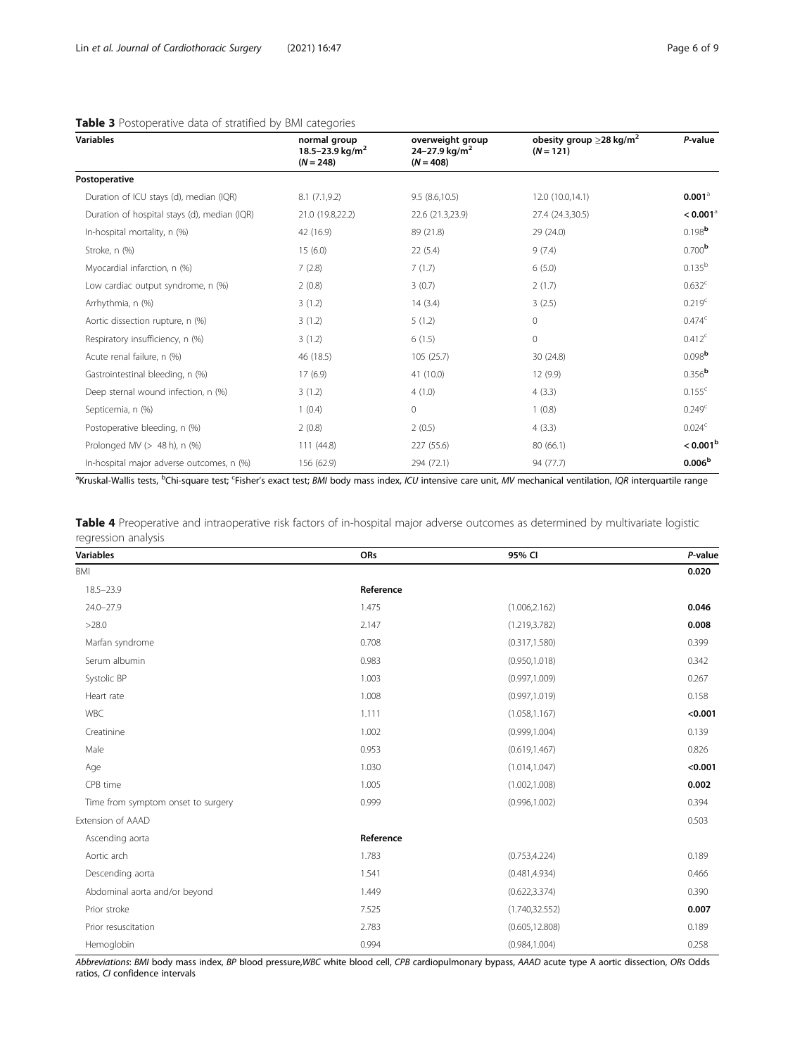**Table 3** Postoperative data of stratified by BMI categories

| Variables | normal group 18.5–23.9 kg/m$^2$ (N = 248) | overweight group 24–27.9 kg/m$^2$ (N = 408) | obesity group ≥28 kg/m$^2$ (N = 121) | P-value |
|---|---|---|---|---|
| **Postoperative** | | | | |
| Duration of ICU stays (d), median (IQR) | 8.1 (7.1,9.2) | 9.5 (8.6,10.5) | 12.0 (10.0,14.1) | **0.001**[a] |
| Duration of hospital stays (d), median (IQR) | 21.0 (19.8,22.2) | 22.6 (21.3,23.9) | 27.4 (24.3,30.5) | **< 0.001**[a] |
| In-hospital mortality, n (%) | 42 (16.9) | 89 (21.8) | 29 (24.0) | 0.198[b] |
| Stroke, n (%) | 15 (6.0) | 22 (5.4) | 9 (7.4) | 0.700[b] |
| Myocardial infarction, n (%) | 7 (2.8) | 7 (1.7) | 6 (5.0) | 0.135[b] |
| Low cardiac output syndrome, n (%) | 2 (0.8) | 3 (0.7) | 2 (1.7) | 0.632[c] |
| Arrhythmia, n (%) | 3 (1.2) | 14 (3.4) | 3 (2.5) | 0.219[c] |
| Aortic dissection rupture, n (%) | 3 (1.2) | 5 (1.2) | 0 | 0.474[c] |
| Respiratory insufficiency, n (%) | 3 (1.2) | 6 (1.5) | 0 | 0.412[c] |
| Acute renal failure, n (%) | 46 (18.5) | 105 (25.7) | 30 (24.8) | 0.098[b] |
| Gastrointestinal bleeding, n (%) | 17 (6.9) | 41 (10.0) | 12 (9.9) | 0.356[b] |
| Deep sternal wound infection, n (%) | 3 (1.2) | 4 (1.0) | 4 (3.3) | 0.155[c] |
| Septicemia, n (%) | 1 (0.4) | 0 | 1 (0.8) | 0.249[c] |
| Postoperative bleeding, n (%) | 2 (0.8) | 2 (0.5) | 4 (3.3) | 0.024[c] |
| Prolonged MV (> 48 h), n (%) | 111 (44.8) | 227 (55.6) | 80 (66.1) | **< 0.001**[b] |
| In-hospital major adverse outcomes, n (%) | 156 (62.9) | 294 (72.1) | 94 (77.7) | **0.006**[b] |

[a]Kruskal-Wallis tests, [b]Chi-square test; [c]Fisher's exact test; *BMI* body mass index, *ICU* intensive care unit, *MV* mechanical ventilation, *IQR* interquartile range

**Table 4** Preoperative and intraoperative risk factors of in-hospital major adverse outcomes as determined by multivariate logistic regression analysis

| Variables | ORs | 95% CI | P-value |
|---|---|---|---|
| BMI | | | **0.020** |
| 18.5–23.9 | Reference | | |
| 24.0–27.9 | 1.475 | (1.006,2.162) | **0.046** |
| >28.0 | 2.147 | (1.219,3.782) | **0.008** |
| Marfan syndrome | 0.708 | (0.317,1.580) | 0.399 |
| Serum albumin | 0.983 | (0.950,1.018) | 0.342 |
| Systolic BP | 1.003 | (0.997,1.009) | 0.267 |
| Heart rate | 1.008 | (0.997,1.019) | 0.158 |
| WBC | 1.111 | (1.058,1.167) | **<0.001** |
| Creatinine | 1.002 | (0.999,1.004) | 0.139 |
| Male | 0.953 | (0.619,1.467) | 0.826 |
| Age | 1.030 | (1.014,1.047) | **<0.001** |
| CPB time | 1.005 | (1.002,1.008) | **0.002** |
| Time from symptom onset to surgery | 0.999 | (0.996,1.002) | 0.394 |
| Extension of AAAD | | | 0.503 |
| Ascending aorta | Reference | | |
| Aortic arch | 1.783 | (0.753,4.224) | 0.189 |
| Descending aorta | 1.541 | (0.481,4.934) | 0.466 |
| Abdominal aorta and/or beyond | 1.449 | (0.622,3.374) | 0.390 |
| Prior stroke | 7.525 | (1.740,32.552) | **0.007** |
| Prior resuscitation | 2.783 | (0.605,12.808) | 0.189 |
| Hemoglobin | 0.994 | (0.984,1.004) | 0.258 |

*Abbreviations: BMI* body mass index, *BP* blood pressure,*WBC* white blood cell, *CPB* cardiopulmonary bypass, *AAAD* acute type A aortic dissection, *ORs* Odds ratios, *CI* confidence intervals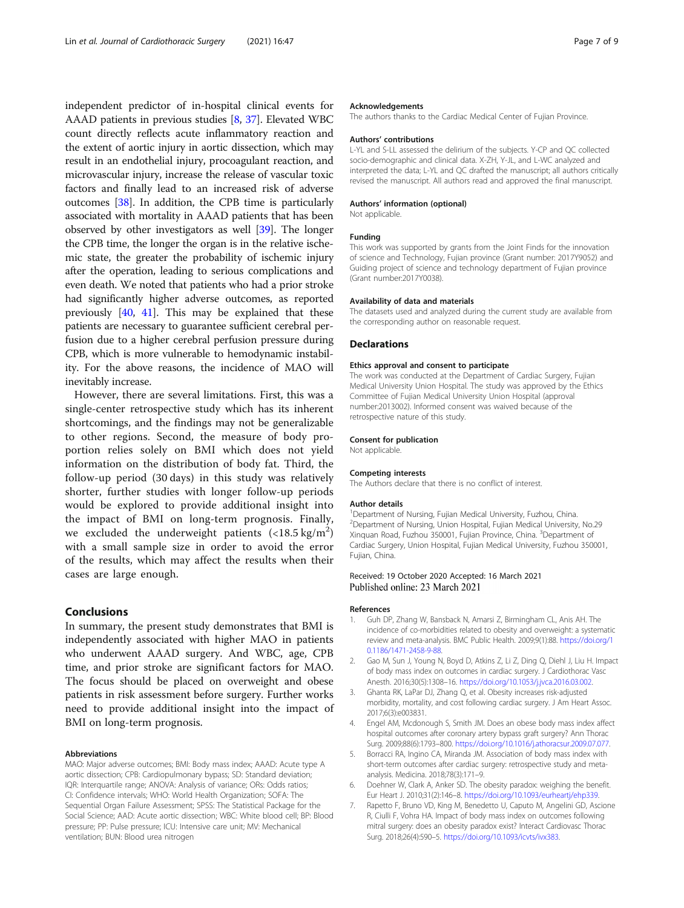independent predictor of in-hospital clinical events for AAAD patients in previous studies [8, 37]. Elevated WBC count directly reflects acute inflammatory reaction and the extent of aortic injury in aortic dissection, which may result in an endothelial injury, procoagulant reaction, and microvascular injury, increase the release of vascular toxic factors and finally lead to an increased risk of adverse outcomes [38]. In addition, the CPB time is particularly associated with mortality in AAAD patients that has been observed by other investigators as well [39]. The longer the CPB time, the longer the organ is in the relative ischemic state, the greater the probability of ischemic injury after the operation, leading to serious complications and even death. We noted that patients who had a prior stroke had significantly higher adverse outcomes, as reported previously [40, 41]. This may be explained that these patients are necessary to guarantee sufficient cerebral perfusion due to a higher cerebral perfusion pressure during CPB, which is more vulnerable to hemodynamic instability. For the above reasons, the incidence of MAO will inevitably increase.

However, there are several limitations. First, this was a single-center retrospective study which has its inherent shortcomings, and the findings may not be generalizable to other regions. Second, the measure of body proportion relies solely on BMI which does not yield information on the distribution of body fat. Third, the follow-up period (30 days) in this study was relatively shorter, further studies with longer follow-up periods would be explored to provide additional insight into the impact of BMI on long-term prognosis. Finally, we excluded the underweight patients ($<18.5\,kg/m^2$) with a small sample size in order to avoid the error of the results, which may affect the results when their cases are large enough.

## Conclusions

In summary, the present study demonstrates that BMI is independently associated with higher MAO in patients who underwent AAAD surgery. And WBC, age, CPB time, and prior stroke are significant factors for MAO. The focus should be placed on overweight and obese patients in risk assessment before surgery. Further works need to provide additional insight into the impact of BMI on long-term prognosis.

#### Abbreviations

MAO: Major adverse outcomes; BMI: Body mass index; AAAD: Acute type A aortic dissection; CPB: Cardiopulmonary bypass; SD: Standard deviation; IQR: Interquartile range; ANOVA: Analysis of variance; ORs: Odds ratios; CI: Confidence intervals; WHO: World Health Organization; SOFA: The Sequential Organ Failure Assessment; SPSS: The Statistical Package for the Social Science; AAD: Acute aortic dissection; WBC: White blood cell; BP: Blood pressure; PP: Pulse pressure; ICU: Intensive care unit; MV: Mechanical ventilation; BUN: Blood urea nitrogen

#### Acknowledgements

The authors thanks to the Cardiac Medical Center of Fujian Province.

#### Authors' contributions

L-YL and S-LL assessed the delirium of the subjects. Y-CP and QC collected socio-demographic and clinical data. X-ZH, Y-JL, and L-WC analyzed and interpreted the data; L-YL and QC drafted the manuscript; all authors critically revised the manuscript. All authors read and approved the final manuscript.

#### Authors' information (optional)

Not applicable.

#### Funding

This work was supported by grants from the Joint Finds for the innovation of science and Technology, Fujian province (Grant number: 2017Y9052) and Guiding project of science and technology department of Fujian province (Grant number:2017Y0038).

#### Availability of data and materials

The datasets used and analyzed during the current study are available from the corresponding author on reasonable request.

## Declarations

#### Ethics approval and consent to participate

The work was conducted at the Department of Cardiac Surgery, Fujian Medical University Union Hospital. The study was approved by the Ethics Committee of Fujian Medical University Union Hospital (approval number:2013002). Informed consent was waived because of the retrospective nature of this study.

#### Consent for publication

Not applicable.

#### Competing interests

The Authors declare that there is no conflict of interest.

#### Author details

[1]Department of Nursing, Fujian Medical University, Fuzhou, China. [2]Department of Nursing, Union Hospital, Fujian Medical University, No.29 Xinquan Road, Fuzhou 350001, Fujian Province, China. [3]Department of Cardiac Surgery, Union Hospital, Fujian Medical University, Fuzhou 350001, Fujian, China.

Received: 19 October 2020 Accepted: 16 March 2021
Published online: 23 March 2021

#### References

1. Guh DP, Zhang W, Bansback N, Amarsi Z, Birmingham CL, Anis AH. The incidence of co-morbidities related to obesity and overweight: a systematic review and meta-analysis. BMC Public Health. 2009;9(1):88. https://doi.org/10.1186/1471-2458-9-88.
2. Gao M, Sun J, Young N, Boyd D, Atkins Z, Li Z, Ding Q, Diehl J, Liu H. Impact of body mass index on outcomes in cardiac surgery. J Cardiothorac Vasc Anesth. 2016;30(5):1308–16. https://doi.org/10.1053/j.jvca.2016.03.002.
3. Ghanta RK, LaPar DJ, Zhang Q, et al. Obesity increases risk-adjusted morbidity, mortality, and cost following cardiac surgery. J Am Heart Assoc. 2017;6(3):e003831.
4. Engel AM, Mcdonough S, Smith JM. Does an obese body mass index affect hospital outcomes after coronary artery bypass graft surgery? Ann Thorac Surg. 2009;88(6):1793–800. https://doi.org/10.1016/j.athoracsur.2009.07.077.
5. Borracci RA, Ingino CA, Miranda JM. Association of body mass index with short-term outcomes after cardiac surgery: retrospective study and meta-analysis. Medicina. 2018;78(3):171–9.
6. Doehner W, Clark A, Anker SD. The obesity paradox: weighing the benefit. Eur Heart J. 2010;31(2):146–8. https://doi.org/10.1093/eurheartj/ehp339.
7. Rapetto F, Bruno VD, King M, Benedetto U, Caputo M, Angelini GD, Ascione R, Ciulli F, Vohra HA. Impact of body mass index on outcomes following mitral surgery: does an obesity paradox exist? Interact Cardiovasc Thorac Surg. 2018;26(4):590–5. https://doi.org/10.1093/icvts/ivx383.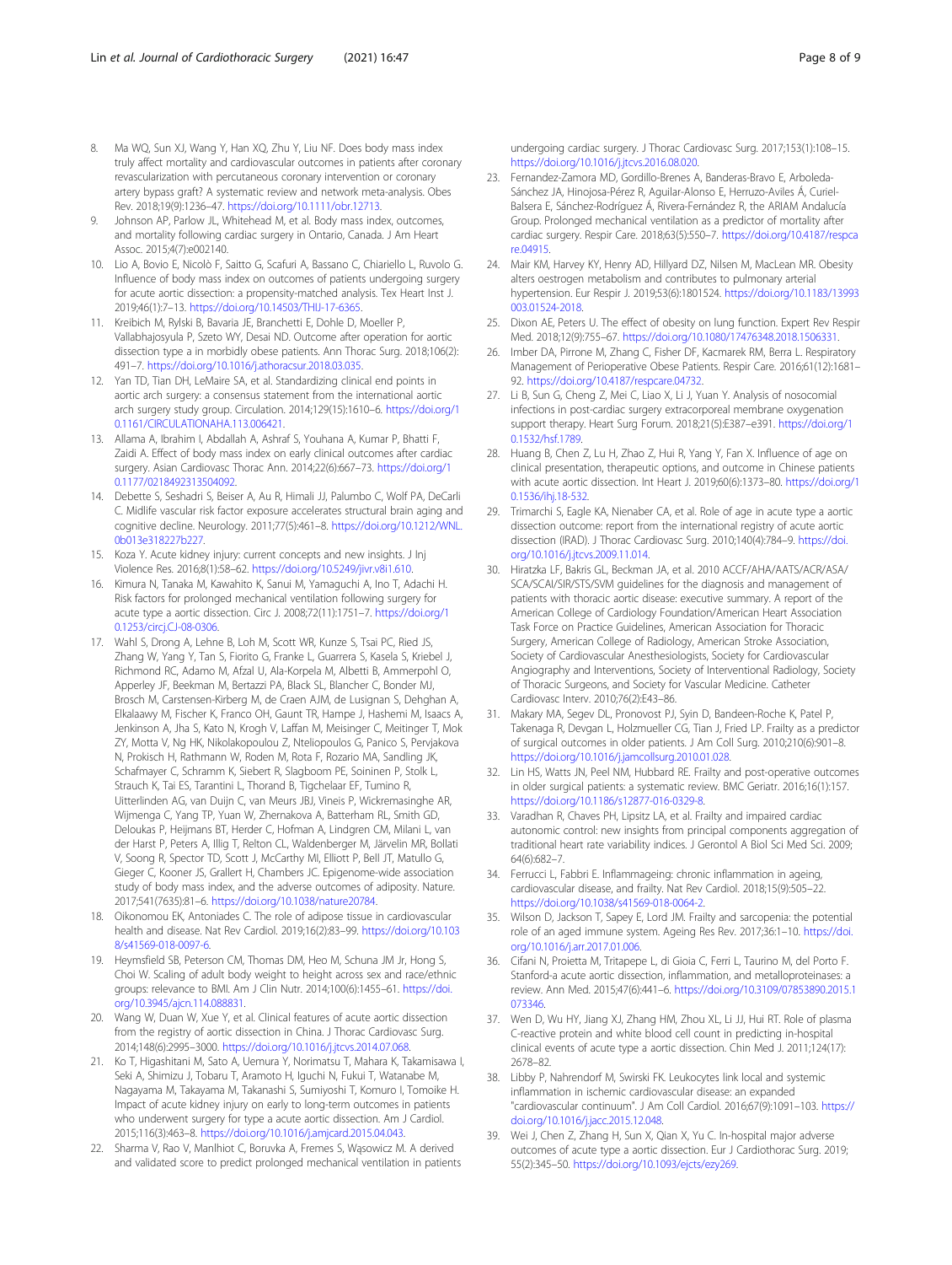8. Ma WQ, Sun XJ, Wang Y, Han XQ, Zhu Y, Liu NF. Does body mass index truly affect mortality and cardiovascular outcomes in patients after coronary revascularization with percutaneous coronary intervention or coronary artery bypass graft? A systematic review and network meta-analysis. Obes Rev. 2018;19(9):1236–47. https://doi.org/10.1111/obr.12713.
9. Johnson AP, Parlow JL, Whitehead M, et al. Body mass index, outcomes, and mortality following cardiac surgery in Ontario, Canada. J Am Heart Assoc. 2015;4(7):e002140.
10. Lio A, Bovio E, Nicolò F, Saitto G, Scafuri A, Bassano C, Chiariello L, Ruvolo G. Influence of body mass index on outcomes of patients undergoing surgery for acute aortic dissection: a propensity-matched analysis. Tex Heart Inst J. 2019;46(1):7–13. https://doi.org/10.14503/THIJ-17-6365.
11. Kreibich M, Rylski B, Bavaria JE, Branchetti E, Dohle D, Moeller P, Vallabhajosyula P, Szeto WY, Desai ND. Outcome after operation for aortic dissection type a in morbidly obese patients. Ann Thorac Surg. 2018;106(2): 491–7. https://doi.org/10.1016/j.athoracsur.2018.03.035.
12. Yan TD, Tian DH, LeMaire SA, et al. Standardizing clinical end points in aortic arch surgery: a consensus statement from the international aortic arch surgery study group. Circulation. 2014;129(15):1610–6. https://doi.org/10.1161/CIRCULATIONAHA.113.006421.
13. Allama A, Ibrahim I, Abdallah A, Ashraf S, Youhana A, Kumar P, Bhatti F, Zaidi A. Effect of body mass index on early clinical outcomes after cardiac surgery. Asian Cardiovasc Thorac Ann. 2014;22(6):667–73. https://doi.org/10.1177/0218492313504092.
14. Debette S, Seshadri S, Beiser A, Au R, Himali JJ, Palumbo C, Wolf PA, DeCarli C. Midlife vascular risk factor exposure accelerates structural brain aging and cognitive decline. Neurology. 2011;77(5):461–8. https://doi.org/10.1212/WNL.0b013e318227b227.
15. Koza Y. Acute kidney injury: current concepts and new insights. J Inj Violence Res. 2016;8(1):58–62. https://doi.org/10.5249/jivr.v8i1.610.
16. Kimura N, Tanaka M, Kawahito K, Sanui M, Yamaguchi A, Ino T, Adachi H. Risk factors for prolonged mechanical ventilation following surgery for acute type a aortic dissection. Circ J. 2008;72(11):1751–7. https://doi.org/10.1253/circj.CJ-08-0306.
17. Wahl S, Drong A, Lehne B, Loh M, Scott WR, Kunze S, Tsai PC, Ried JS, Zhang W, Yang Y, Tan S, Fiorito G, Franke L, Guarrera S, Kasela S, Kriebel J, Richmond RC, Adamo M, Afzal U, Ala-Korpela M, Albetti B, Ammerpohl O, Apperley JF, Beekman M, Bertazzi PA, Black SL, Blancher C, Bonder MJ, Brosch M, Carstensen-Kirberg M, de Craen AJM, de Lusignan S, Dehghan A, Elkalaawy M, Fischer K, Franco OH, Gaunt TR, Hampe J, Hashemi M, Isaacs A, Jenkinson A, Jha S, Kato N, Krogh V, Laffan M, Meisinger C, Meitinger T, Mok ZY, Motta V, Ng HK, Nikolakopoulou Z, Nteliopoulos G, Panico S, Pervjakova N, Prokisch H, Rathmann W, Roden M, Rota F, Rozario MA, Sandling JK, Schafmayer C, Schramm K, Siebert R, Slagboom PE, Soininen P, Stolk L, Strauch K, Tai ES, Tarantini L, Thorand B, Tigchelaar EF, Tumino R, Uitterlinden AG, van Duijn C, van Meurs JBJ, Vineis P, Wickremasinghe AR, Wijmenga C, Yang TP, Yuan W, Zhernakova A, Batterham RL, Smith GD, Deloukas P, Heijmans BT, Herder C, Hofman A, Lindgren CM, Milani L, van der Harst P, Peters A, Illig T, Relton CL, Waldenberger M, Järvelin MR, Bollati V, Soong R, Spector TD, Scott J, McCarthy MI, Elliott P, Bell JT, Matullo G, Gieger C, Kooner JS, Grallert H, Chambers JC. Epigenome-wide association study of body mass index, and the adverse outcomes of adiposity. Nature. 2017;541(7635):81–6. https://doi.org/10.1038/nature20784.
18. Oikonomou EK, Antoniades C. The role of adipose tissue in cardiovascular health and disease. Nat Rev Cardiol. 2019;16(2):83–99. https://doi.org/10.1038/s41569-018-0097-6.
19. Heymsfield SB, Peterson CM, Thomas DM, Heo M, Schuna JM Jr, Hong S, Choi W. Scaling of adult body weight to height across sex and race/ethnic groups: relevance to BMI. Am J Clin Nutr. 2014;100(6):1455–61. https://doi.org/10.3945/ajcn.114.088831.
20. Wang W, Duan W, Xue Y, et al. Clinical features of acute aortic dissection from the registry of aortic dissection in China. J Thorac Cardiovasc Surg. 2014;148(6):2995–3000. https://doi.org/10.1016/j.jtcvs.2014.07.068.
21. Ko T, Higashitani M, Sato A, Uemura Y, Norimatsu T, Mahara K, Takamisawa I, Seki A, Shimizu J, Tobaru T, Aramoto H, Iguchi N, Fukui T, Watanabe M, Nagayama M, Takayama M, Takanashi S, Sumiyoshi T, Komuro I, Tomoike H. Impact of acute kidney injury on early to long-term outcomes in patients who underwent surgery for type a acute aortic dissection. Am J Cardiol. 2015;116(3):463–8. https://doi.org/10.1016/j.amjcard.2015.04.043.
22. Sharma V, Rao V, Manlhiot C, Boruvka A, Fremes S, Wąsowicz M. A derived and validated score to predict prolonged mechanical ventilation in patients undergoing cardiac surgery. J Thorac Cardiovasc Surg. 2017;153(1):108–15. https://doi.org/10.1016/j.jtcvs.2016.08.020.
23. Fernandez-Zamora MD, Gordillo-Brenes A, Banderas-Bravo E, Arboleda-Sánchez JA, Hinojosa-Pérez R, Aguilar-Alonso E, Herruzo-Aviles Á, Curiel-Balsera E, Sánchez-Rodríguez Á, Rivera-Fernández R, the ARIAM Andalucía Group. Prolonged mechanical ventilation as a predictor of mortality after cardiac surgery. Respir Care. 2018;63(5):550–7. https://doi.org/10.4187/respcare.04915.
24. Mair KM, Harvey KY, Henry AD, Hillyard DZ, Nilsen M, MacLean MR. Obesity alters oestrogen metabolism and contributes to pulmonary arterial hypertension. Eur Respir J. 2019;53(6):1801524. https://doi.org/10.1183/13993003.01524-2018.
25. Dixon AE, Peters U. The effect of obesity on lung function. Expert Rev Respir Med. 2018;12(9):755–67. https://doi.org/10.1080/17476348.2018.1506331.
26. Imber DA, Pirrone M, Zhang C, Fisher DF, Kacmarek RM, Berra L. Respiratory Management of Perioperative Obese Patients. Respir Care. 2016;61(12):1681–92. https://doi.org/10.4187/respcare.04732.
27. Li B, Sun G, Cheng Z, Mei C, Liao X, Li J, Yuan Y. Analysis of nosocomial infections in post-cardiac surgery extracorporeal membrane oxygenation support therapy. Heart Surg Forum. 2018;21(5):E387–e391. https://doi.org/10.1532/hsf.1789.
28. Huang B, Sun G, Lu H, Zhao Z, Hui R, Yang Y, Fan X. Influence of age on clinical presentation, therapeutic options, and outcome in Chinese patients with acute aortic dissection. Int Heart J. 2019;60(6):1373–80. https://doi.org/10.1536/ihj.18-532.
29. Trimarchi S, Eagle KA, Nienaber CA, et al. Role of age in acute type a aortic dissection outcome: report from the international registry of acute aortic dissection (IRAD). J Thorac Cardiovasc Surg. 2010;140(4):784–9. https://doi.org/10.1016/j.jtcvs.2009.11.014.
30. Hiratzka LF, Bakris GL, Beckman JA, et al. 2010 ACCF/AHA/AATS/ACR/ASA/SCA/SCAI/SIR/STS/SVM guidelines for the diagnosis and management of patients with thoracic aortic disease: executive summary. A report of the American College of Cardiology Foundation/American Heart Association Task Force on Practice Guidelines, American Association for Thoracic Surgery, American College of Radiology, American Stroke Association, Society of Cardiovascular Anesthesiologists, Society for Cardiovascular Angiography and Interventions, Society of Interventional Radiology, Society of Thoracic Surgeons, and Society for Vascular Medicine. Catheter Cardiovasc Interv. 2010;76(2):E43–86.
31. Makary MA, Segev DL, Pronovost PJ, Syin D, Bandeen-Roche K, Patel P, Takenaga R, Devgan L, Holzmueller CG, Tian J, Fried LP. Frailty as a predictor of surgical outcomes in older patients. J Am Coll Surg. 2010;210(6):901–8. https://doi.org/10.1016/j.jamcollsurg.2010.01.028.
32. Lin HS, Watts JN, Peel NM, Hubbard RE. Frailty and post-operative outcomes in older surgical patients: a systematic review. BMC Geriatr. 2016;16(1):157. https://doi.org/10.1186/s12877-016-0329-8.
33. Varadhan R, Chaves PH, Lipsitz LA, et al. Frailty and impaired cardiac autonomic control: new insights from principal components aggregation of traditional heart rate variability indices. J Gerontol A Biol Sci Med Sci. 2009; 64(6):682–7.
34. Ferrucci L, Fabbri E. Inflammageing: chronic inflammation in ageing, cardiovascular disease, and frailty. Nat Rev Cardiol. 2018;15(9):505–22. https://doi.org/10.1038/s41569-018-0064-2.
35. Wilson D, Jackson T, Sapey E, Lord JM. Frailty and sarcopenia: the potential role of an aged immune system. Ageing Res Rev. 2017;36:1–10. https://doi.org/10.1016/j.arr.2017.01.006.
36. Cifani N, Proietta M, Tritapepe L, di Gioia C, Ferri L, Taurino M, del Porto F. Stanford-a acute aortic dissection, inflammation, and metalloproteinases: a review. Ann Med. 2015;47(6):441–6. https://doi.org/10.3109/07853890.2015.1073346.
37. Wen D, Wu HY, Jiang XJ, Zhang HM, Zhou XL, Li JJ, Hui RT. Role of plasma C-reactive protein and white blood cell count in predicting in-hospital clinical events of acute type a aortic dissection. Chin Med J. 2011;124(17): 2678–82.
38. Libby P, Nahrendorf M, Swirski FK. Leukocytes link local and systemic inflammation in ischemic cardiovascular disease: an expanded "cardiovascular continuum". J Am Coll Cardiol. 2016;67(9):1091–103. https://doi.org/10.1016/j.jacc.2015.12.048.
39. Wei J, Chen Z, Zhang H, Sun X, Qian X, Yu C. In-hospital major adverse outcomes of acute type a aortic dissection. Eur J Cardiothorac Surg. 2019; 55(2):345–50. https://doi.org/10.1093/ejcts/ezy269.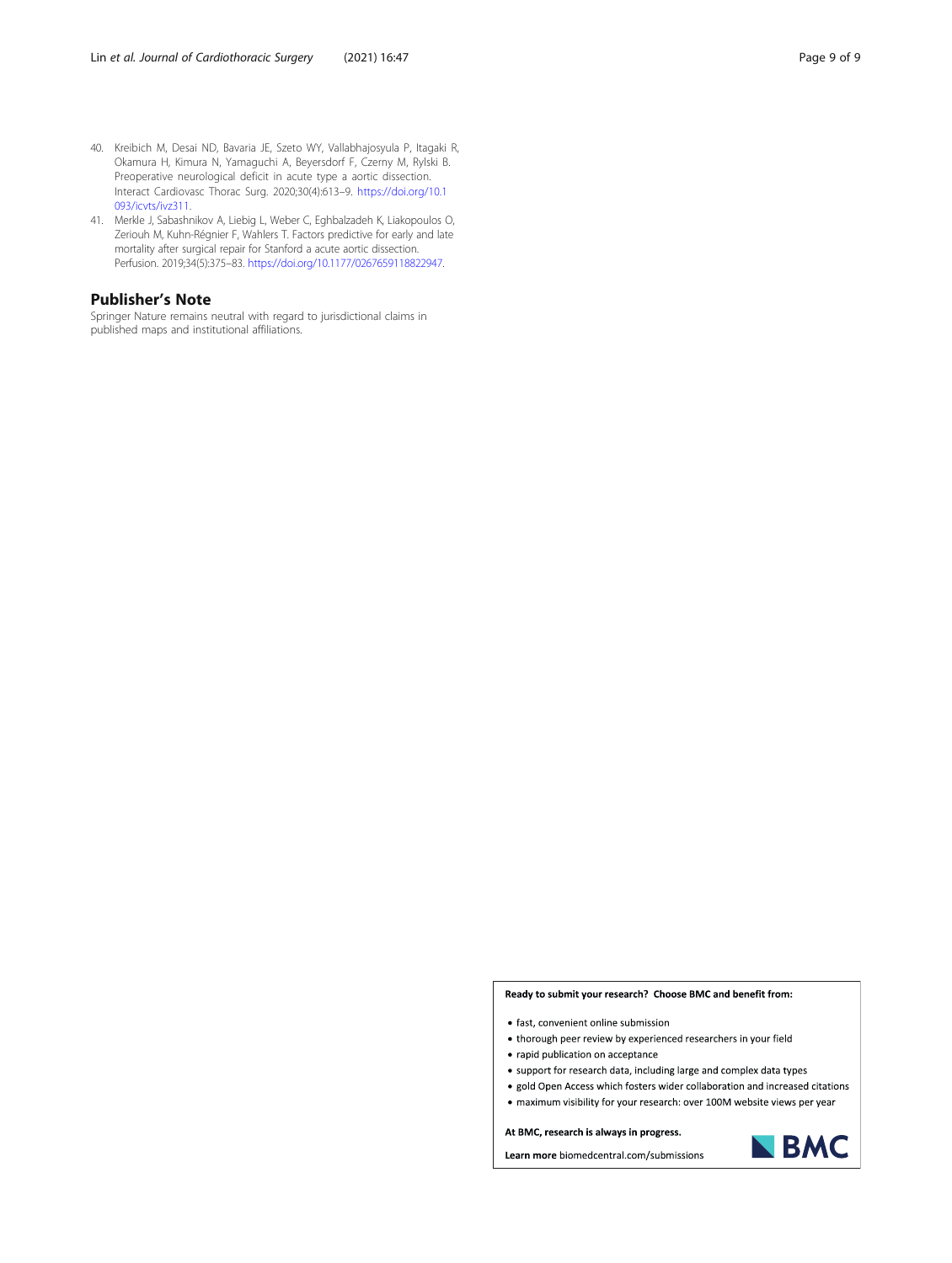40. Kreibich M, Desai ND, Bavaria JE, Szeto WY, Vallabhajosyula P, Itagaki R, Okamura H, Kimura N, Yamaguchi A, Beyersdorf F, Czerny M, Rylski B. Preoperative neurological deficit in acute type a aortic dissection. Interact Cardiovasc Thorac Surg. 2020;30(4):613–9. https://doi.org/10.1093/icvts/ivz311.
41. Merkle J, Sabashnikov A, Liebig L, Weber C, Eghbalzadeh K, Liakopoulos O, Zeriouh M, Kuhn-Régnier F, Wahlers T. Factors predictive for early and late mortality after surgical repair for Stanford a acute aortic dissection. Perfusion. 2019;34(5):375–83. https://doi.org/10.1177/0267659118822947.

## Publisher's Note

Springer Nature remains neutral with regard to jurisdictional claims in published maps and institutional affiliations.

**Ready to submit your research? Choose BMC and benefit from:**

- fast, convenient online submission
- thorough peer review by experienced researchers in your field
- rapid publication on acceptance
- support for research data, including large and complex data types
- gold Open Access which fosters wider collaboration and increased citations
- maximum visibility for your research: over 100M website views per year

**At BMC, research is always in progress.**

**Learn more** biomedcentral.com/submissions

BMC